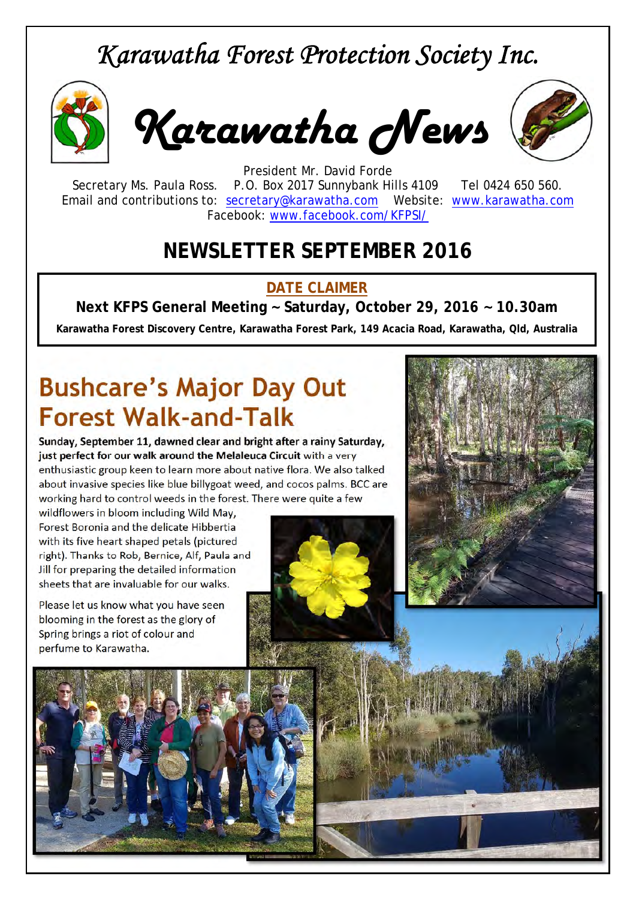# Karawatha Forest Protection Society Inc.

# Karawatha News

President Mr. David Forde
Secretary Ms. Paula Ross. P.O. Box 2017 Sunnybank Hills 4109 Tel 0424 650 560.
Email and contributions to: secretary@karawatha.com Website: www.karawatha.com
Facebook: www.facebook.com/KFPSI/

## NEWSLETTER SEPTEMBER 2016

**DATE CLAIMER**

**Next KFPS General Meeting ~ Saturday, October 29, 2016 ~ 10.30am**

**Karawatha Forest Discovery Centre, Karawatha Forest Park, 149 Acacia Road, Karawatha, Qld, Australia**

## Bushcare's Major Day Out Forest Walk-and-Talk

**Sunday, September 11, dawned clear and bright after a rainy Saturday, just perfect for our walk around the Melaleuca Circuit** with a very enthusiastic group keen to learn more about native flora. We also talked about invasive species like blue billygoat weed, and cocos palms. BCC are working hard to control weeds in the forest. There were quite a few wildflowers in bloom including Wild May, Forest Boronia and the delicate Hibbertia with its five heart shaped petals (pictured right). Thanks to Rob, Bernice, Alf, Paula and Jill for preparing the detailed information sheets that are invaluable for our walks.

Please let us know what you have seen blooming in the forest as the glory of Spring brings a riot of colour and perfume to Karawatha.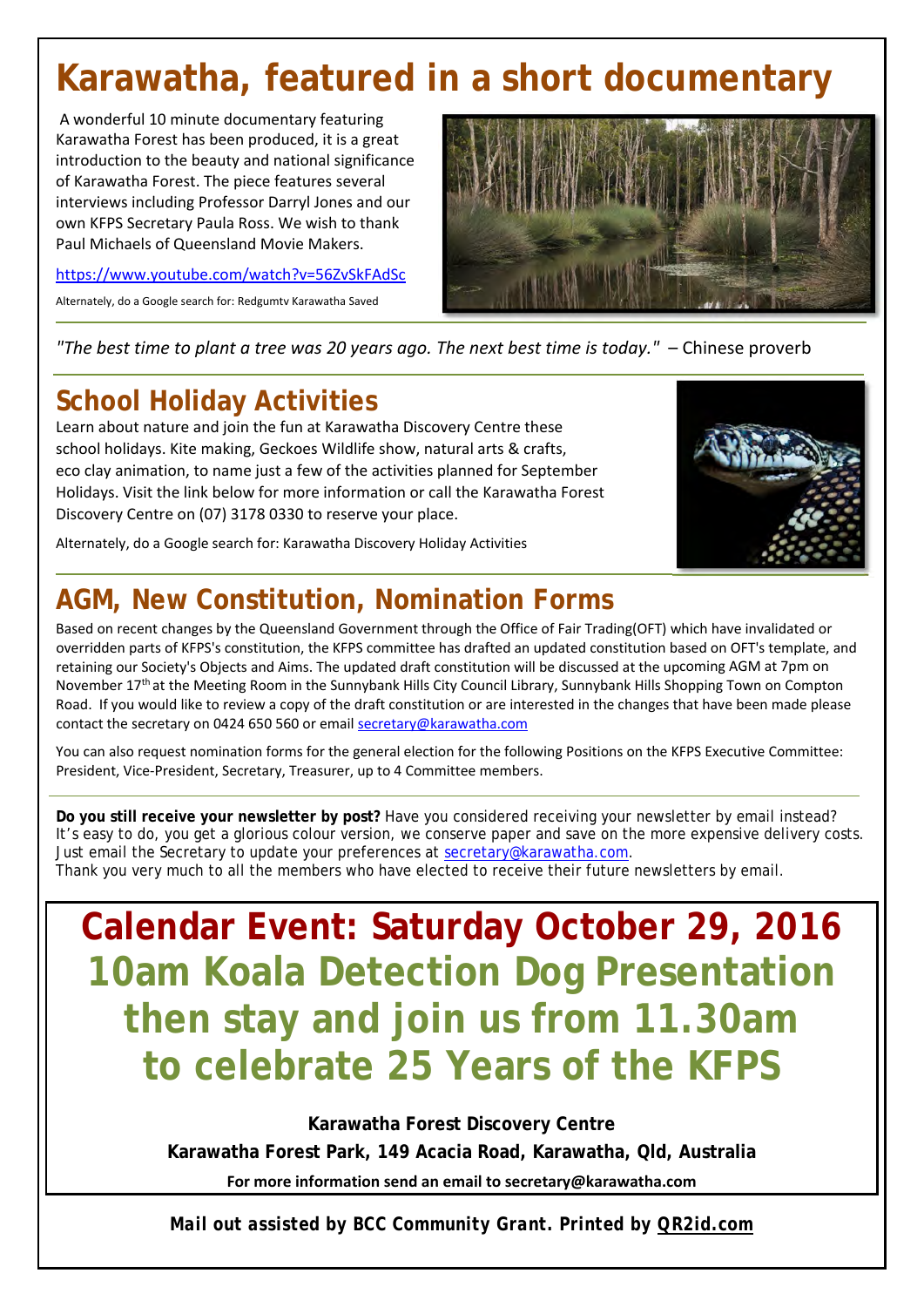# Karawatha, featured in a short documentary

A wonderful 10 minute documentary featuring Karawatha Forest has been produced, it is a great introduction to the beauty and national significance of Karawatha Forest. The piece features several interviews including Professor Darryl Jones and our own KFPS Secretary Paula Ross. We wish to thank Paul Michaels of Queensland Movie Makers.

https://www.youtube.com/watch?v=56ZvSkFAdSc

Alternately, do a Google search for: Redgumtv Karawatha Saved

*"The best time to plant a tree was 20 years ago. The next best time is today."* – Chinese proverb

## School Holiday Activities

Learn about nature and join the fun at Karawatha Discovery Centre these school holidays. Kite making, Geckoes Wildlife show, natural arts & crafts, eco clay animation, to name just a few of the activities planned for September Holidays. Visit the link below for more information or call the Karawatha Forest Discovery Centre on (07) 3178 0330 to reserve your place.

Alternately, do a Google search for: Karawatha Discovery Holiday Activities

## AGM, New Constitution, Nomination Forms

Based on recent changes by the Queensland Government through the Office of Fair Trading(OFT) which have invalidated or overridden parts of KFPS's constitution, the KFPS committee has drafted an updated constitution based on OFT's template, and retaining our Society's Objects and Aims. The updated draft constitution will be discussed at the upcoming AGM at 7pm on November 17th at the Meeting Room in the Sunnybank Hills City Council Library, Sunnybank Hills Shopping Town on Compton Road. If you would like to review a copy of the draft constitution or are interested in the changes that have been made please contact the secretary on 0424 650 560 or email secretary@karawatha.com

You can also request nomination forms for the general election for the following Positions on the KFPS Executive Committee: President, Vice-President, Secretary, Treasurer, up to 4 Committee members.

**Do you still receive your newsletter by post?** Have you considered receiving your newsletter by email instead? It's easy to do, you get a glorious colour version, we conserve paper and save on the more expensive delivery costs. Just email the Secretary to update your preferences at secretary@karawatha.com.
Thank you very much to all the members who have elected to receive their future newsletters by email.

# Calendar Event: Saturday October 29, 2016

# 10am Koala Detection Dog Presentation then stay and join us from 11.30am to celebrate 25 Years of the KFPS

**Karawatha Forest Discovery Centre**

**Karawatha Forest Park, 149 Acacia Road, Karawatha, Qld, Australia**

**For more information send an email to secretary@karawatha.com**

***Mail out assisted by BCC Community Grant. Printed by QR2id.com***